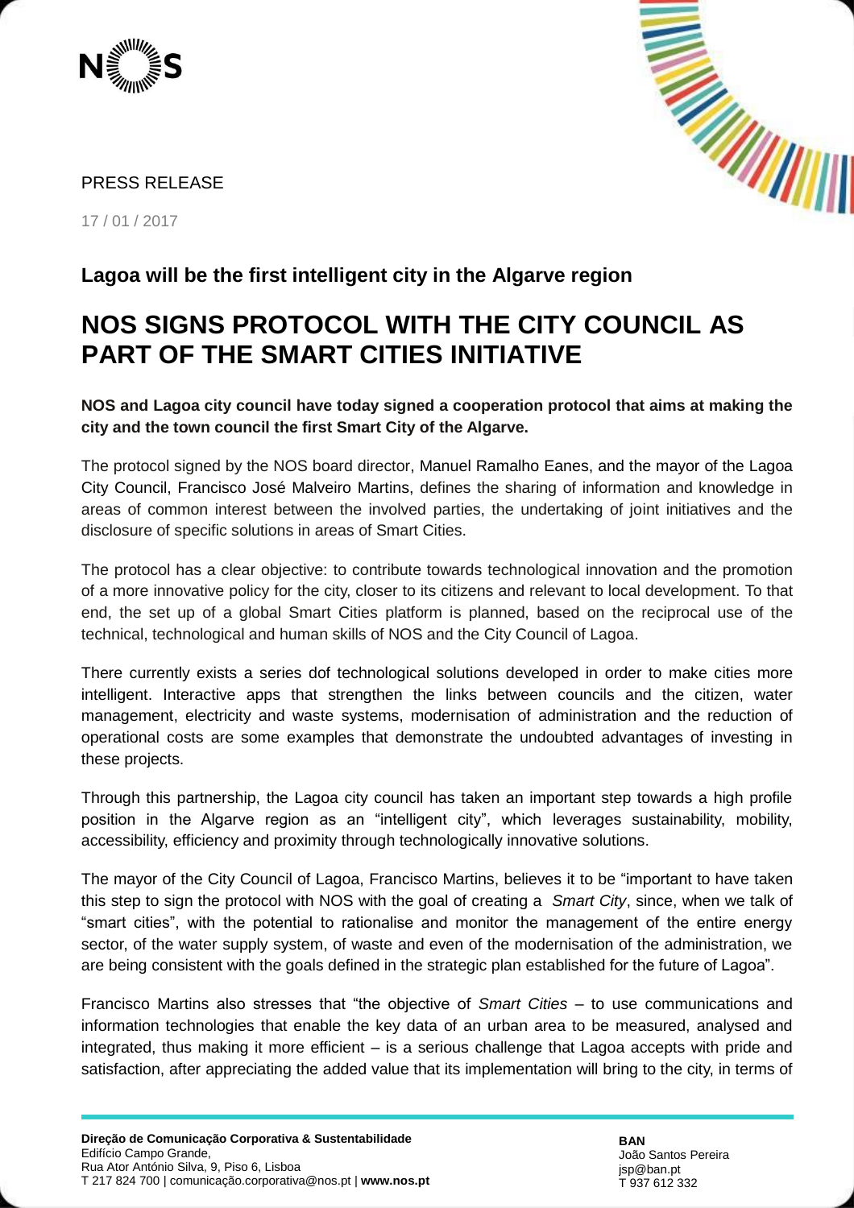PRESS RELEASE

17 / 01 / 2017

### Lagoa will be the first intelligent city in the Algarve region

# NOS SIGNS PROTOCOL WITH THE CITY COUNCIL AS PART OF THE SMART CITIES INITIATIVE

**NOS and Lagoa city council have today signed a cooperation protocol that aims at making the city and the town council the first Smart City of the Algarve.**

The protocol signed by the NOS board director, Manuel Ramalho Eanes, and the mayor of the Lagoa City Council, Francisco José Malveiro Martins, defines the sharing of information and knowledge in areas of common interest between the involved parties, the undertaking of joint initiatives and the disclosure of specific solutions in areas of Smart Cities.

The protocol has a clear objective: to contribute towards technological innovation and the promotion of a more innovative policy for the city, closer to its citizens and relevant to local development. To that end, the set up of a global Smart Cities platform is planned, based on the reciprocal use of the technical, technological and human skills of NOS and the City Council of Lagoa.

There currently exists a series dof technological solutions developed in order to make cities more intelligent. Interactive apps that strengthen the links between councils and the citizen, water management, electricity and waste systems, modernisation of administration and the reduction of operational costs are some examples that demonstrate the undoubted advantages of investing in these projects.

Through this partnership, the Lagoa city council has taken an important step towards a high profile position in the Algarve region as an "intelligent city", which leverages sustainability, mobility, accessibility, efficiency and proximity through technologically innovative solutions.

The mayor of the City Council of Lagoa, Francisco Martins, believes it to be "important to have taken this step to sign the protocol with NOS with the goal of creating a *Smart City*, since, when we talk of "smart cities", with the potential to rationalise and monitor the management of the entire energy sector, of the water supply system, of waste and even of the modernisation of the administration, we are being consistent with the goals defined in the strategic plan established for the future of Lagoa".

Francisco Martins also stresses that "the objective of *Smart Cities* – to use communications and information technologies that enable the key data of an urban area to be measured, analysed and integrated, thus making it more efficient – is a serious challenge that Lagoa accepts with pride and satisfaction, after appreciating the added value that its implementation will bring to the city, in terms of

**Direção de Comunicação Corporativa & Sustentabilidade**
Edifício Campo Grande,
Rua Ator António Silva, 9, Piso 6, Lisboa
T 217 824 700 | comunicação.corporativa@nos.pt | **www.nos.pt**

**BAN**
João Santos Pereira
jsp@ban.pt
T 937 612 332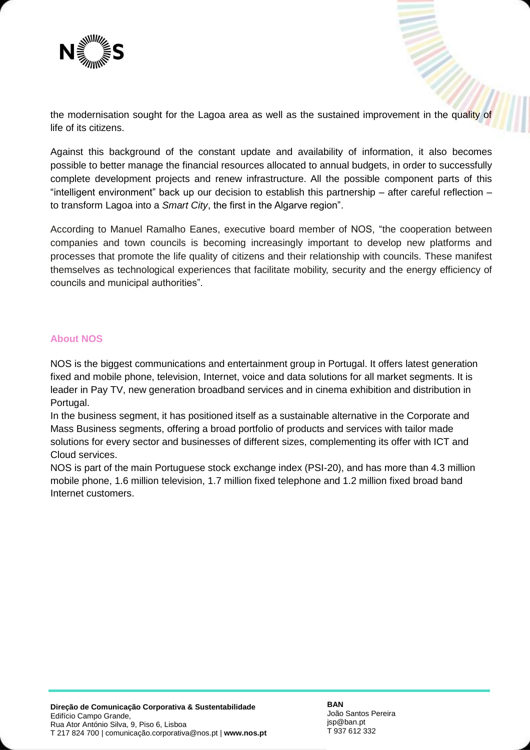the modernisation sought for the Lagoa area as well as the sustained improvement in the quality of life of its citizens.

Against this background of the constant update and availability of information, it also becomes possible to better manage the financial resources allocated to annual budgets, in order to successfully complete development projects and renew infrastructure. All the possible component parts of this "intelligent environment" back up our decision to establish this partnership – after careful reflection – to transform Lagoa into a *Smart City*, the first in the Algarve region".

According to Manuel Ramalho Eanes, executive board member of NOS, "the cooperation between companies and town councils is becoming increasingly important to develop new platforms and processes that promote the life quality of citizens and their relationship with councils. These manifest themselves as technological experiences that facilitate mobility, security and the energy efficiency of councils and municipal authorities".

**About NOS**

NOS is the biggest communications and entertainment group in Portugal. It offers latest generation fixed and mobile phone, television, Internet, voice and data solutions for all market segments. It is leader in Pay TV, new generation broadband services and in cinema exhibition and distribution in Portugal.

In the business segment, it has positioned itself as a sustainable alternative in the Corporate and Mass Business segments, offering a broad portfolio of products and services with tailor made solutions for every sector and businesses of different sizes, complementing its offer with ICT and Cloud services.

NOS is part of the main Portuguese stock exchange index (PSI-20), and has more than 4.3 million mobile phone, 1.6 million television, 1.7 million fixed telephone and 1.2 million fixed broad band Internet customers.

**Direção de Comunicação Corporativa & Sustentabilidade**
Edifício Campo Grande,
Rua Ator António Silva, 9, Piso 6, Lisboa
T 217 824 700 | comunicação.corporativa@nos.pt | **www.nos.pt**

**BAN**
João Santos Pereira
jsp@ban.pt
T 937 612 332